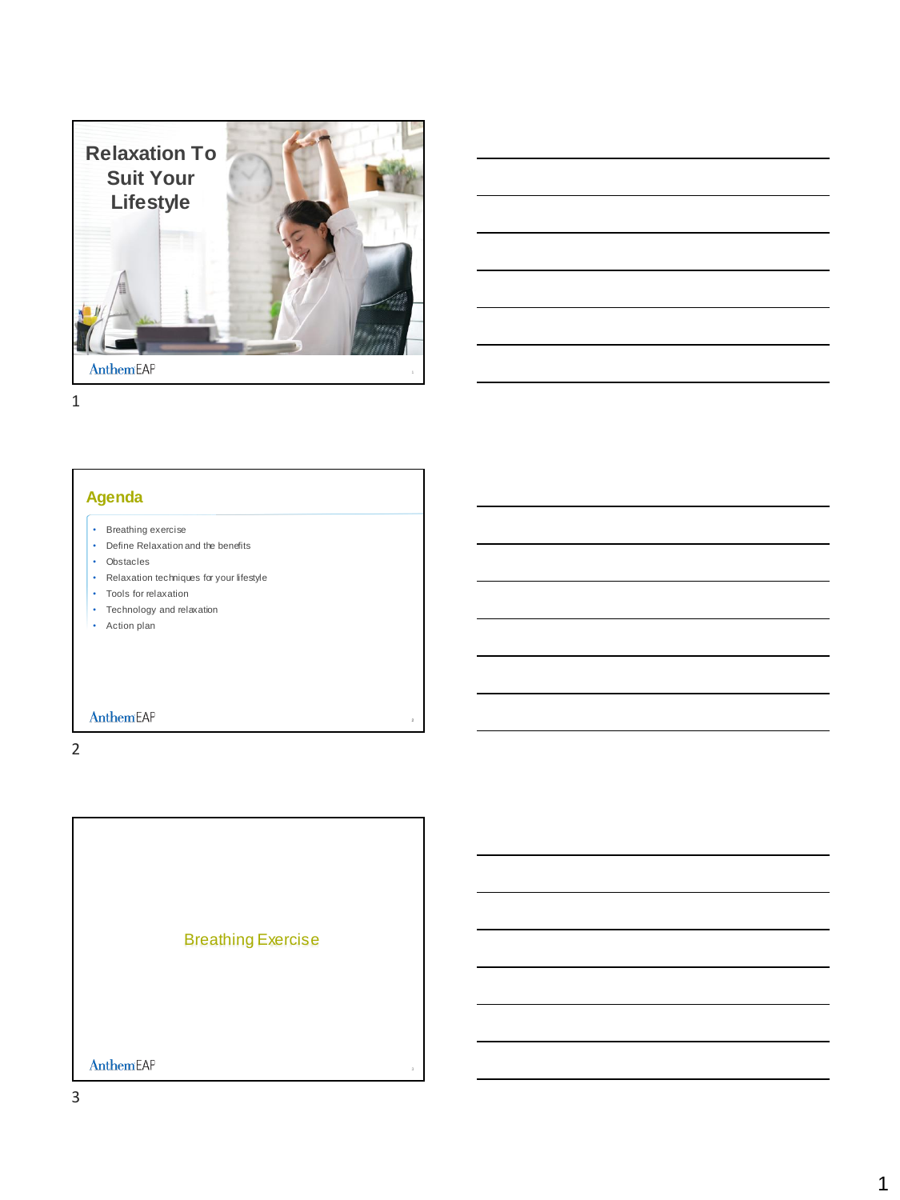# Relaxation To Suit Your Lifestyle

AnthemEAP

## Agenda

- Breathing exercise
- Define Relaxation and the benefits
- Obstacles
- Relaxation techniques for your lifestyle
- Tools for relaxation
- Technology and relaxation
- Action plan

AnthemEAP

## Breathing Exercise

AnthemEAP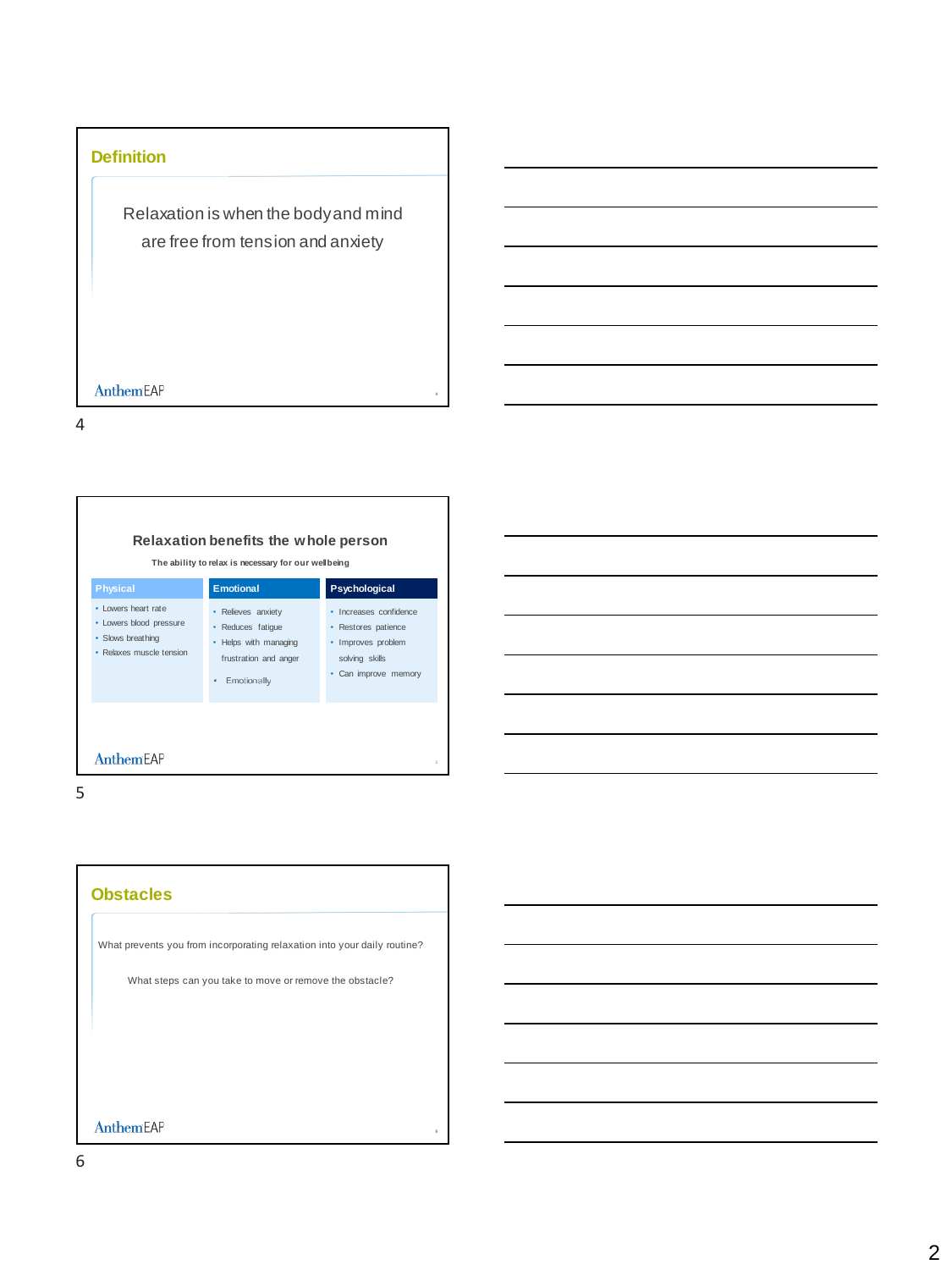## Definition

Relaxation is when the body and mind are free from tension and anxiety

AnthemEAP

## Relaxation benefits the whole person

The ability to relax is necessary for our wellbeing

| Physical | Emotional | Psychological |
| --- | --- | --- |
| • Lowers heart rate<br>• Lowers blood pressure<br>• Slows breathing<br>• Relaxes muscle tension | • Relieves anxiety<br>• Reduces fatigue<br>• Helps with managing frustration and anger<br>• Emotionally | • Increases confidence<br>• Restores patience<br>• Improves problem solving skills<br>• Can improve memory |

AnthemEAP

## Obstacles

What prevents you from incorporating relaxation into your daily routine?

What steps can you take to move or remove the obstacle?

AnthemEAP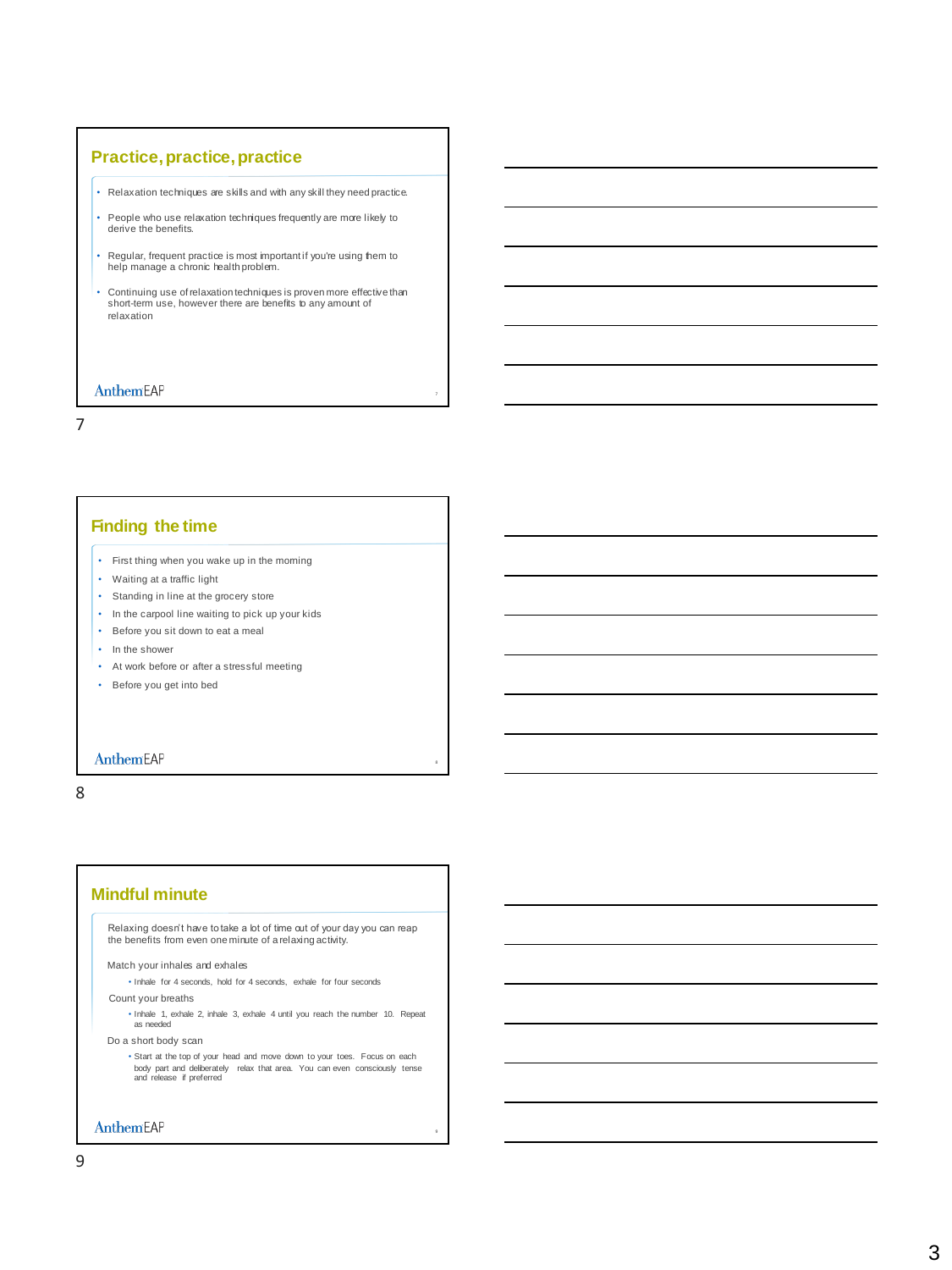## Practice, practice, practice

- Relaxation techniques are skills and with any skill they need practice.
- People who use relaxation techniques frequently are more likely to derive the benefits.
- Regular, frequent practice is most important if you're using them to help manage a chronic health problem.
- Continuing use of relaxation techniques is proven more effective than short-term use, however there are benefits to any amount of relaxation

Anthem EAP

7

## Finding the time

- First thing when you wake up in the morning
- Waiting at a traffic light
- Standing in line at the grocery store
- In the carpool line waiting to pick up your kids
- Before you sit down to eat a meal
- In the shower
- At work before or after a stressful meeting
- Before you get into bed

Anthem EAP

8

## Mindful minute

Relaxing doesn't have to take a lot of time out of your day you can reap the benefits from even one minute of a relaxing activity.

Match your inhales and exhales

- Inhale for 4 seconds, hold for 4 seconds, exhale for four seconds

Count your breaths

- Inhale 1, exhale 2, inhale 3, exhale 4 until you reach the number 10. Repeat as needed

Do a short body scan

- Start at the top of your head and move down to your toes. Focus on each body part and deliberately relax that area. You can even consciously tense and release if preferred

Anthem EAP

9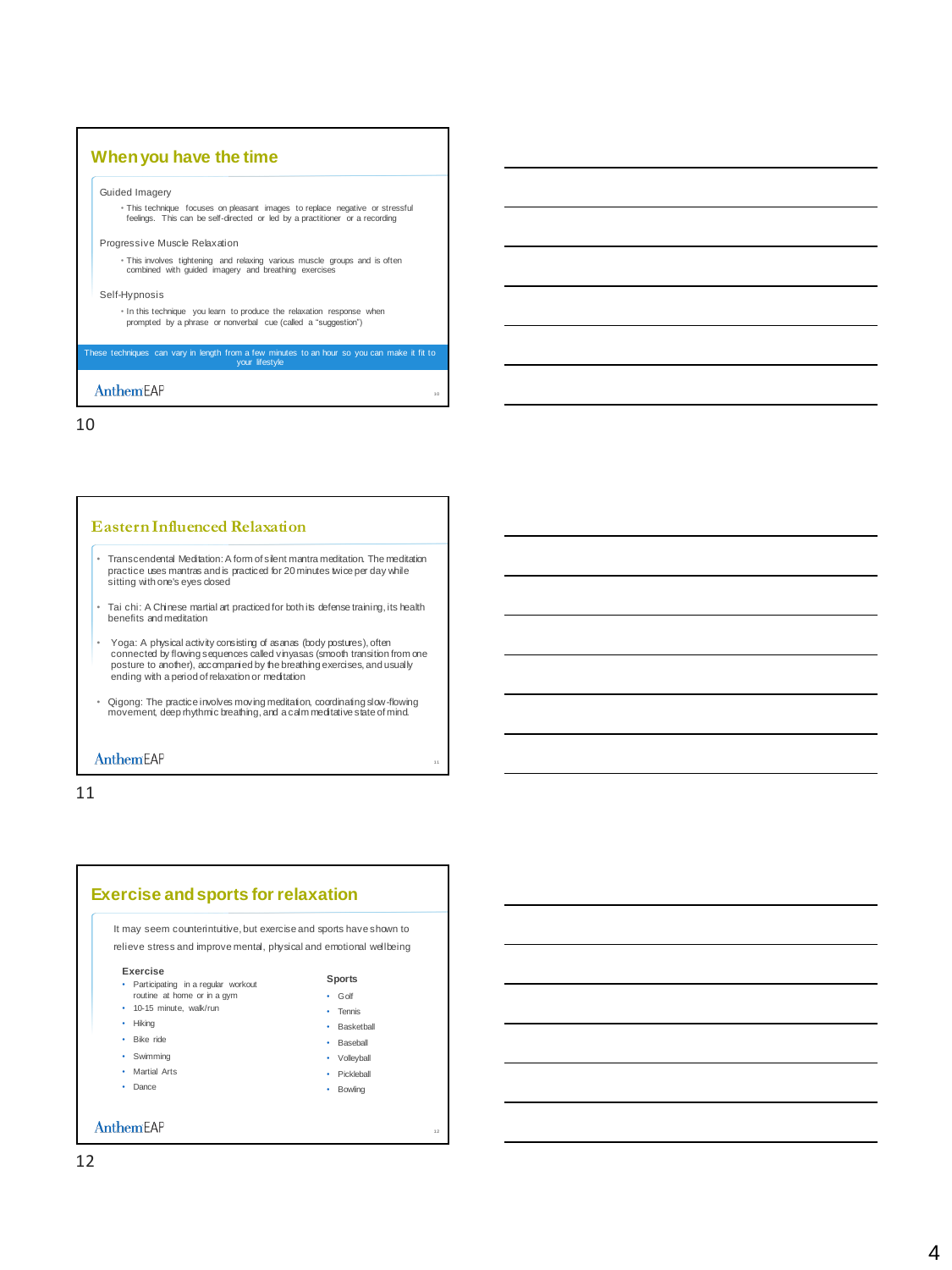## When you have the time

Guided Imagery

- This technique focuses on pleasant images to replace negative or stressful feelings. This can be self-directed or led by a practitioner or a recording

Progressive Muscle Relaxation

- This involves tightening and relaxing various muscle groups and is often combined with guided imagery and breathing exercises

Self-Hypnosis

- In this technique you learn to produce the relaxation response when prompted by a phrase or nonverbal cue (called a "suggestion")

These techniques can vary in length from a few minutes to an hour so you can make it fit to your lifestyle

AnthemEAP

10

## Eastern Influenced Relaxation

- Transcendental Meditation: A form of silent mantra meditation. The meditation practice uses mantras and is practiced for 20 minutes twice per day while sitting with one's eyes closed
- Tai chi: A Chinese martial art practiced for both its defense training, its health benefits and meditation
- Yoga: A physical activity consisting of asanas (body postures), often connected by flowing sequences called vinyasas (smooth transition from one posture to another), accompanied by the breathing exercises, and usually ending with a period of relaxation or meditation
- Qigong: The practice involves moving meditation, coordinating slow-flowing movement, deep rhythmic breathing, and a calm meditative state of mind.

AnthemEAP

11

## Exercise and sports for relaxation

It may seem counterintuitive, but exercise and sports have shown to relieve stress and improve mental, physical and emotional wellbeing

**Exercise**

- Participating in a regular workout routine at home or in a gym
- 10-15 minute, walk/run
- Hiking
- Bike ride
- Swimming
- Martial Arts
- Dance

**Sports**

- Golf
- Tennis
- Basketball
- Baseball
- Volleyball
- Pickleball
- Bowling

AnthemEAP

12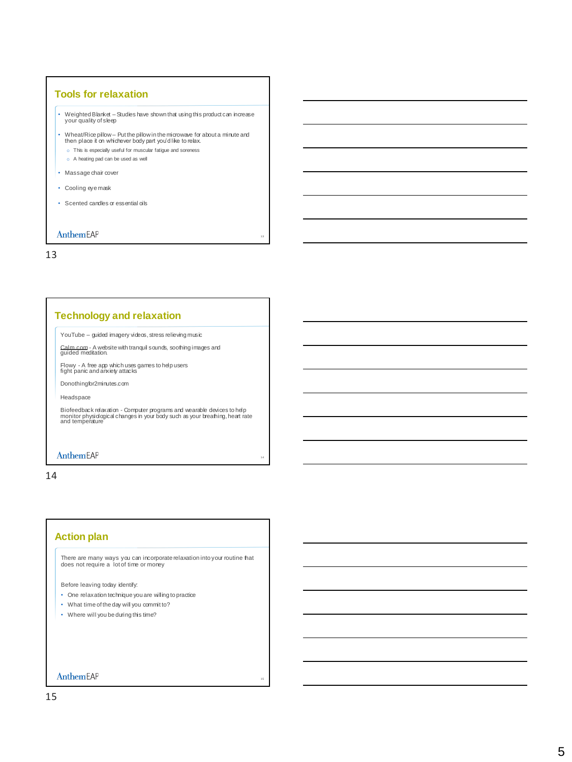## Tools for relaxation

- Weighted Blanket – Studies have shown that using this product can increase your quality of sleep
- Wheat/Rice pillow – Put the pillow in the microwave for about a minute and then place it on whichever body part you'd like to relax.
  - This is especially useful for muscular fatigue and soreness
  - A heating pad can be used as well
- Massage chair cover
- Cooling eye mask
- Scented candles or essential oils

AnthemEAP

13

## Technology and relaxation

YouTube – guided imagery videos, stress relieving music

Calm.com - A website with tranquil sounds, soothing images and guided meditation.

Flowy - A free app which uses games to help users fight panic and anxiety attacks

Donothingfor2minutes.com

Headspace

Biofeedback relaxation - Computer programs and wearable devices to help monitor physiological changes in your body such as your breathing, heart rate and temperature

AnthemEAP

14

## Action plan

There are many ways you can incorporate relaxation into your routine that does not require a lot of time or money

Before leaving today identify:

- One relaxation technique you are willing to practice
- What time of the day will you commit to?
- Where will you be during this time?

AnthemEAP

15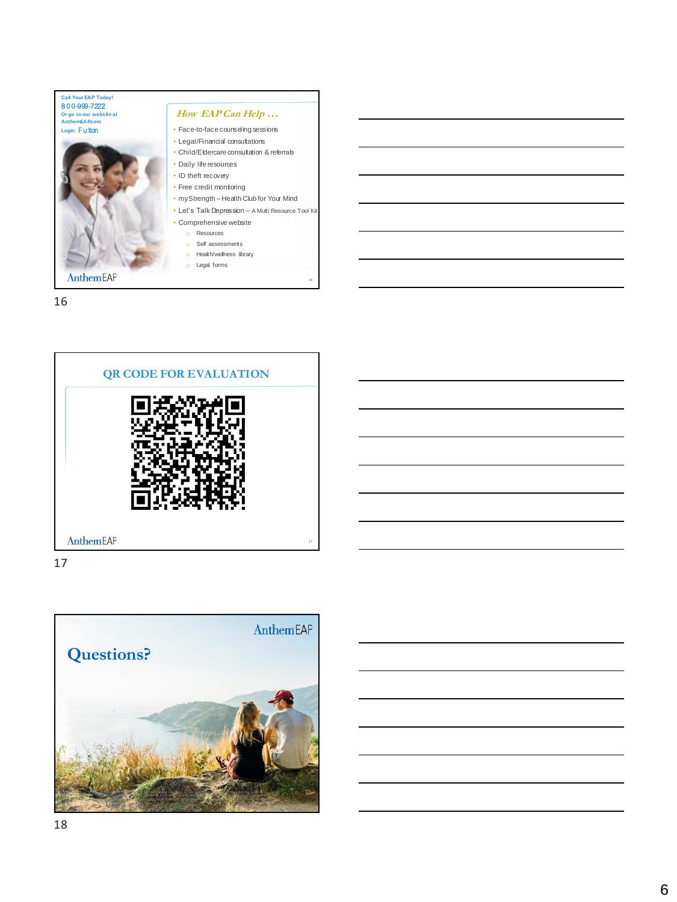Call Your EAP Today!
800-999-7222
Or go to our website at
AnthemEAP.com
Login: Fulton

## How EAP Can Help …

- Face-to-face counseling sessions
- Legal/Financial consultations
- Child/Eldercare consultation & referrals
- Daily life resources
- ID theft recovery
- Free credit monitoring
- myStrength – Health Club for Your Mind
- Let's Talk Depression – A Multi Resource Tool Kit
- Comprehensive website
  - Resources
  - Self assessments
  - Health/wellness library
  - Legal forms

AnthemEAP

16

## QR CODE FOR EVALUATION

AnthemEAP

17

AnthemEAP

## Questions?

18